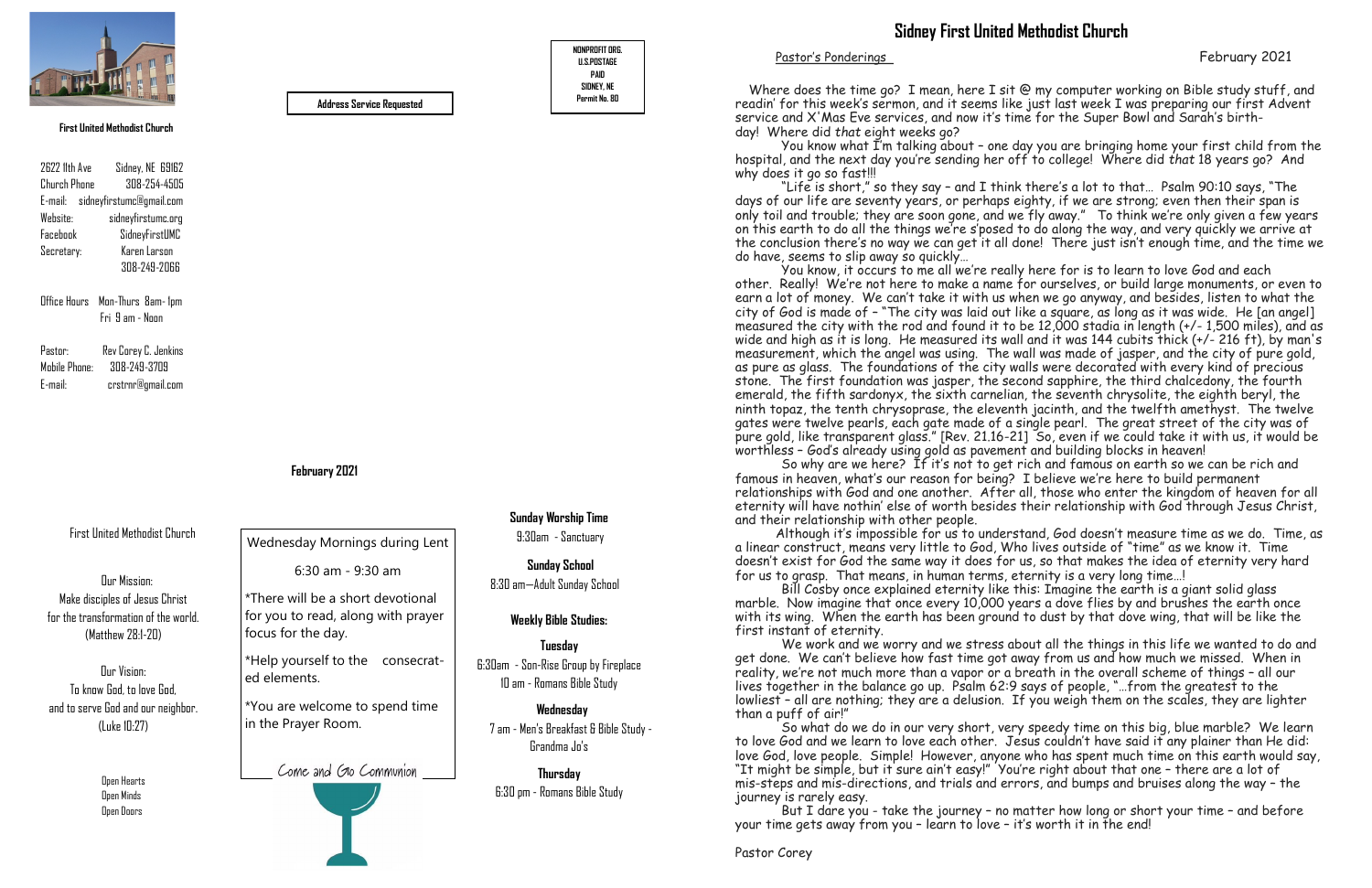**First United Methodist Church**

2622 11th Ave Sidney, NE 69162
Church Phone 308-254-4505
E-mail: sidneyfirstumc@gmail.com
Website: sidneyfirstumc.org
Facebook SidneyFirstUMC
Secretary: Karen Larson
308-249-2066

Office Hours Mon-Thurs 8am- 1pm
Fri 9 am - Noon

Pastor: Rev Corey C. Jenkins
Mobile Phone: 308-249-3709
E-mail: crstrnr@gmail.com

**Address Service Requested**

NONPROFIT ORG.
U.S.POSTAGE
PAID
SIDNEY, NE
Permit No. 80

**February 2021**

First United Methodist Church

Our Mission:
Make disciples of Jesus Christ
for the transformation of the world.
(Matthew 28:1-20)

Our Vision:
To know God, to love God,
and to serve God and our neighbor.
(Luke 10:27)

Open Hearts
Open Minds
Open Doors

Wednesday Mornings during Lent

6:30 am - 9:30 am

*There will be a short devotional for you to read, along with prayer focus for the day.

*Help yourself to the consecrated elements.

*You are welcome to spend time in the Prayer Room.

Come and Go Communion

**Sunday Worship Time**
9:30am - Sanctuary

**Sunday School**
8:30 am—Adult Sunday School

**Weekly Bible Studies:**

**Tuesday**
6:30am - Son-Rise Group by Fireplace
10 am - Romans Bible Study

**Wednesday**
7 am - Men's Breakfast & Bible Study - Grandma Jo's

**Thursday**
6:30 pm - Romans Bible Study

# Sidney First United Methodist Church

Pastor's Ponderings February 2021

Where does the time go? I mean, here I sit @ my computer working on Bible study stuff, and readin' for this week's sermon, and it seems like just last week I was preparing our first Advent service and X'Mas Eve services, and now it's time for the Super Bowl and Sarah's birthday! Where did *that* eight weeks go?

You know what I'm talking about – one day you are bringing home your first child from the hospital, and the next day you're sending her off to college! Where did *that* 18 years go? And why does it go so fast!!!

"Life is short," so they say – and I think there's a lot to that… Psalm 90:10 says, "The days of our life are seventy years, or perhaps eighty, if we are strong; even then their span is only toil and trouble; they are soon gone, and we fly away." To think we're only given a few years on this earth to do all the things we're s'posed to do along the way, and very quickly we arrive at the conclusion there's no way we can get it all done! There just isn't enough time, and the time we do have, seems to slip away so quickly…

You know, it occurs to me all we're really here for is to learn to love God and each other. Really! We're not here to make a name for ourselves, or build large monuments, or even to earn a lot of money. We can't take it with us when we go anyway, and besides, listen to what the city of God is made of – "The city was laid out like a square, as long as it was wide. He [an angel] measured the city with the rod and found it to be 12,000 stadia in length (+/- 1,500 miles), and as wide and high as it is long. He measured its wall and it was 144 cubits thick (+/- 216 ft), by man's measurement, which the angel was using. The wall was made of jasper, and the city of pure gold, as pure as glass. The foundations of the city walls were decorated with every kind of precious stone. The first foundation was jasper, the second sapphire, the third chalcedony, the fourth emerald, the fifth sardonyx, the sixth carnelian, the seventh chrysolite, the eighth beryl, the ninth topaz, the tenth chrysoprase, the eleventh jacinth, and the twelfth amethyst. The twelve gates were twelve pearls, each gate made of a single pearl. The great street of the city was of pure gold, like transparent glass." [Rev. 21.16-21] So, even if we could take it with us, it would be worthless – God's already using gold as pavement and building blocks in heaven!

So why are we here? If it's not to get rich and famous on earth so we can be rich and famous in heaven, what's our reason for being? I believe we're here to build permanent relationships with God and one another. After all, those who enter the kingdom of heaven for all eternity will have nothin' else of worth besides their relationship with God through Jesus Christ, and their relationship with other people.

Although it's impossible for us to understand, God doesn't measure time as we do. Time, as a linear construct, means very little to God, Who lives outside of "time" as we know it. Time doesn't exist for God the same way it does for us, so that makes the idea of eternity very hard for us to grasp. That means, in human terms, eternity is a very long time…!

Bill Cosby once explained eternity like this: Imagine the earth is a giant solid glass marble. Now imagine that once every 10,000 years a dove flies by and brushes the earth once with its wing. When the earth has been ground to dust by that dove wing, that will be like the first instant of eternity.

We work and we worry and we stress about all the things in this life we wanted to do and get done. We can't believe how fast time got away from us and how much we missed. When in reality, we're not much more than a vapor or a breath in the overall scheme of things – all our lives together in the balance go up. Psalm 62:9 says of people, "…from the greatest to the lowliest – all are nothing; they are a delusion. If you weigh them on the scales, they are lighter than a puff of air!"

So what do we do in our very short, very speedy time on this big, blue marble? We learn to love God and we learn to love each other. Jesus couldn't have said it any plainer than He did: love God, love people. Simple! However, anyone who has spent much time on this earth would say, "It might be simple, but it sure ain't easy!" You're right about that one – there are a lot of mis-steps and mis-directions, and trials and errors, and bumps and bruises along the way – the journey is rarely easy.

But I dare you - take the journey – no matter how long or short your time – and before your time gets away from you – learn to love – it's worth it in the end!

Pastor Corey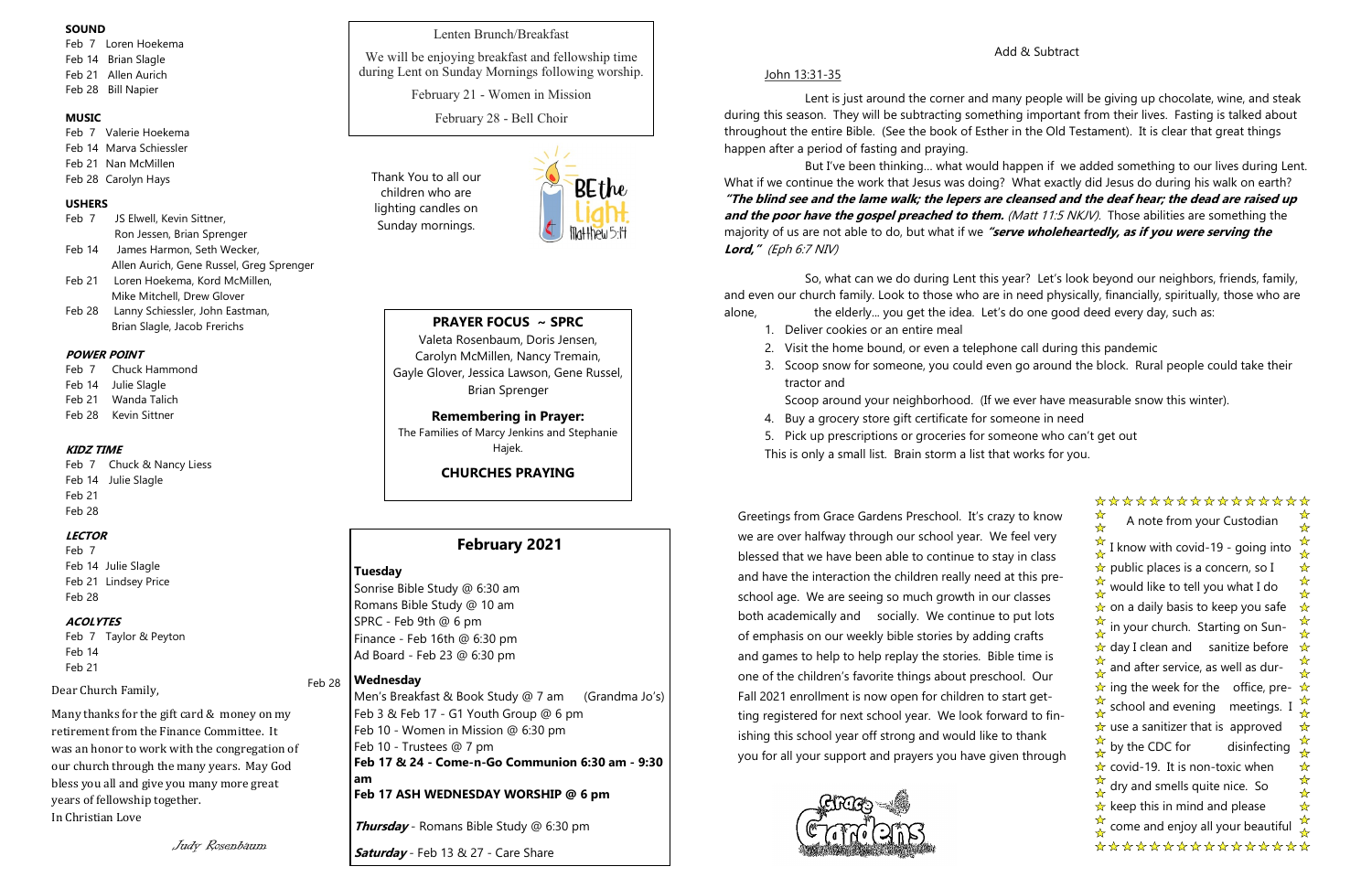#### SOUND

Feb 7 Loren Hoekema
Feb 14 Brian Slagle
Feb 21 Allen Aurich
Feb 28 Bill Napier

#### MUSIC

Feb 7 Valerie Hoekema
Feb 14 Marva Schiessler
Feb 21 Nan McMillen
Feb 28 Carolyn Hays

#### USHERS

Feb 7 JS Elwell, Kevin Sittner, Ron Jessen, Brian Sprenger
Feb 14 James Harmon, Seth Wecker, Allen Aurich, Gene Russel, Greg Sprenger
Feb 21 Loren Hoekema, Kord McMillen, Mike Mitchell, Drew Glover
Feb 28 Lanny Schiessler, John Eastman, Brian Slagle, Jacob Frerichs

#### *POWER POINT*

Feb 7 Chuck Hammond
Feb 14 Julie Slagle
Feb 21 Wanda Talich
Feb 28 Kevin Sittner

#### *KIDZ TIME*

Feb 7 Chuck & Nancy Liess
Feb 14 Julie Slagle
Feb 21
Feb 28

#### *LECTOR*

Feb 7
Feb 14 Julie Slagle
Feb 21 Lindsey Price
Feb 28

#### *ACOLYTES*

Feb 7 Taylor & Peyton
Feb 14
Feb 21
Feb 28

Dear Church Family,

Many thanks for the gift card & money on my retirement from the Finance Committee. It was an honor to work with the congregation of our church through the many years. May God bless you all and give you many more great years of fellowship together.
In Christian Love

*Judy Rosenbaum*

---

Lenten Brunch/Breakfast

We will be enjoying breakfast and fellowship time during Lent on Sunday Mornings following worship.

February 21 - Women in Mission

February 28 - Bell Choir

Thank You to all our children who are lighting candles on Sunday mornings.

BE the Light. Matthew 5:14

---

**PRAYER FOCUS ~ SPRC**

Valeta Rosenbaum, Doris Jensen, Carolyn McMillen, Nancy Tremain, Gayle Glover, Jessica Lawson, Gene Russel, Brian Sprenger

**Remembering in Prayer:**

The Families of Marcy Jenkins and Stephanie Hajek.

**CHURCHES PRAYING**

---

## February 2021

**Tuesday**

Sonrise Bible Study @ 6:30 am
Romans Bible Study @ 10 am
SPRC - Feb 9th @ 6 pm
Finance - Feb 16th @ 6:30 pm
Ad Board - Feb 23 @ 6:30 pm

**Wednesday**

Men's Breakfast & Book Study @ 7 am (Grandma Jo's)
Feb 3 & Feb 17 - G1 Youth Group @ 6 pm
Feb 10 - Women in Mission @ 6:30 pm
Feb 10 - Trustees @ 7 pm
**Feb 17 & 24 - Come-n-Go Communion 6:30 am - 9:30 am**
**Feb 17 ASH WEDNESDAY WORSHIP @ 6 pm**

***Thursday*** - Romans Bible Study @ 6:30 pm

***Saturday*** - Feb 13 & 27 - Care Share

---

Add & Subtract

John 13:31-35

Lent is just around the corner and many people will be giving up chocolate, wine, and steak during this season. They will be subtracting something important from their lives. Fasting is talked about throughout the entire Bible. (See the book of Esther in the Old Testament). It is clear that great things happen after a period of fasting and praying.

But I've been thinking… what would happen if we added something to our lives during Lent. What if we continue the work that Jesus was doing? What exactly did Jesus do during his walk on earth? ***"The blind see and the lame walk; the lepers are cleansed and the deaf hear; the dead are raised up and the poor have the gospel preached to them.*** *(Matt 11:5 NKJV)*. Those abilities are something the majority of us are not able to do, but what if we ***"serve wholeheartedly, as if you were serving the Lord,"*** *(Eph 6:7 NIV)*

So, what can we do during Lent this year? Let's look beyond our neighbors, friends, family, and even our church family. Look to those who are in need physically, financially, spiritually, those who are alone, the elderly… you get the idea. Let's do one good deed every day, such as:

1. Deliver cookies or an entire meal
2. Visit the home bound, or even a telephone call during this pandemic
3. Scoop snow for someone, you could even go around the block. Rural people could take their tractor and
   Scoop around your neighborhood. (If we ever have measurable snow this winter).
4. Buy a grocery store gift certificate for someone in need
5. Pick up prescriptions or groceries for someone who can't get out

This is only a small list. Brain storm a list that works for you.

---

Greetings from Grace Gardens Preschool. It's crazy to know we are over halfway through our school year. We feel very blessed that we have been able to continue to stay in class and have the interaction the children really need at this pre-school age. We are seeing so much growth in our classes both academically and socially. We continue to put lots of emphasis on our weekly bible stories by adding crafts and games to help to help replay the stories. Bible time is one of the children's favorite things about preschool. Our Fall 2021 enrollment is now open for children to start getting registered for next school year. We look forward to finishing this school year off strong and would like to thank you for all your support and prayers you have given through

Grace Gardens

---

A note from your Custodian

I know with covid-19 - going into public places is a concern, so I would like to tell you what I do on a daily basis to keep you safe in your church. Starting on Sunday I clean and sanitize before and after service, as well as during the week for the office, preschool and evening meetings. I use a sanitizer that is approved by the CDC for disinfecting covid-19. It is non-toxic when dry and smells quite nice. So keep this in mind and please come and enjoy all your beautiful